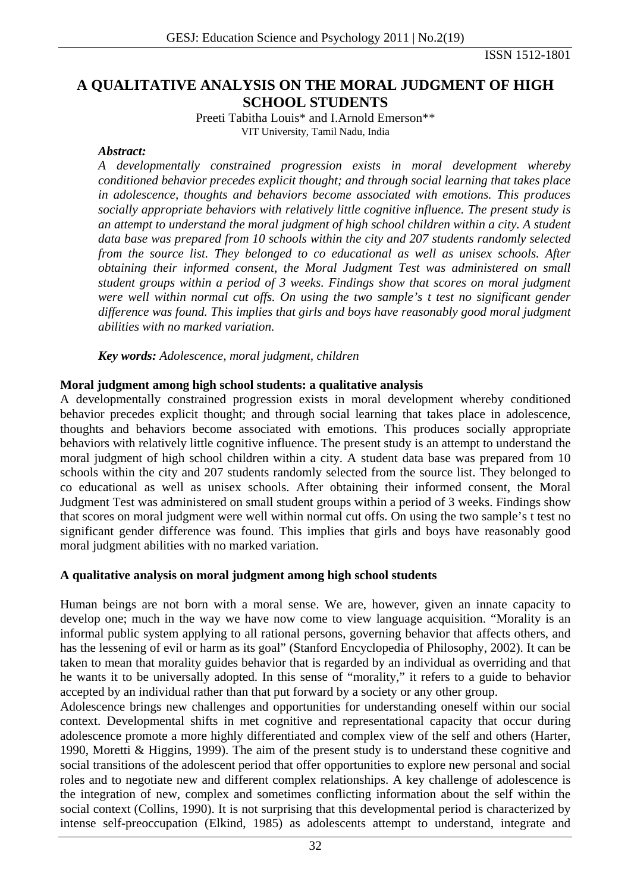# A QUALITATIVE ANALYSIS ON THE MORAL JUDGMENT OF HIGH SCHOOL STUDENTS

Preeti Tabitha Louis* and I.Arnold Emerson**

VIT University, Tamil Nadu, India

***Abstract:***

*A developmentally constrained progression exists in moral development whereby conditioned behavior precedes explicit thought; and through social learning that takes place in adolescence, thoughts and behaviors become associated with emotions. This produces socially appropriate behaviors with relatively little cognitive influence. The present study is an attempt to understand the moral judgment of high school children within a city. A student data base was prepared from 10 schools within the city and 207 students randomly selected from the source list. They belonged to co educational as well as unisex schools. After obtaining their informed consent, the Moral Judgment Test was administered on small student groups within a period of 3 weeks. Findings show that scores on moral judgment were well within normal cut offs. On using the two sample's t test no significant gender difference was found. This implies that girls and boys have reasonably good moral judgment abilities with no marked variation.*

***Key words:*** *Adolescence, moral judgment, children*

**Moral judgment among high school students: a qualitative analysis**

A developmentally constrained progression exists in moral development whereby conditioned behavior precedes explicit thought; and through social learning that takes place in adolescence, thoughts and behaviors become associated with emotions. This produces socially appropriate behaviors with relatively little cognitive influence. The present study is an attempt to understand the moral judgment of high school children within a city. A student data base was prepared from 10 schools within the city and 207 students randomly selected from the source list. They belonged to co educational as well as unisex schools. After obtaining their informed consent, the Moral Judgment Test was administered on small student groups within a period of 3 weeks. Findings show that scores on moral judgment were well within normal cut offs. On using the two sample's t test no significant gender difference was found. This implies that girls and boys have reasonably good moral judgment abilities with no marked variation.

**A qualitative analysis on moral judgment among high school students**

Human beings are not born with a moral sense. We are, however, given an innate capacity to develop one; much in the way we have now come to view language acquisition. "Morality is an informal public system applying to all rational persons, governing behavior that affects others, and has the lessening of evil or harm as its goal" (Stanford Encyclopedia of Philosophy, 2002). It can be taken to mean that morality guides behavior that is regarded by an individual as overriding and that he wants it to be universally adopted. In this sense of "morality," it refers to a guide to behavior accepted by an individual rather than that put forward by a society or any other group.

Adolescence brings new challenges and opportunities for understanding oneself within our social context. Developmental shifts in met cognitive and representational capacity that occur during adolescence promote a more highly differentiated and complex view of the self and others (Harter, 1990, Moretti & Higgins, 1999). The aim of the present study is to understand these cognitive and social transitions of the adolescent period that offer opportunities to explore new personal and social roles and to negotiate new and different complex relationships. A key challenge of adolescence is the integration of new, complex and sometimes conflicting information about the self within the social context (Collins, 1990). It is not surprising that this developmental period is characterized by intense self-preoccupation (Elkind, 1985) as adolescents attempt to understand, integrate and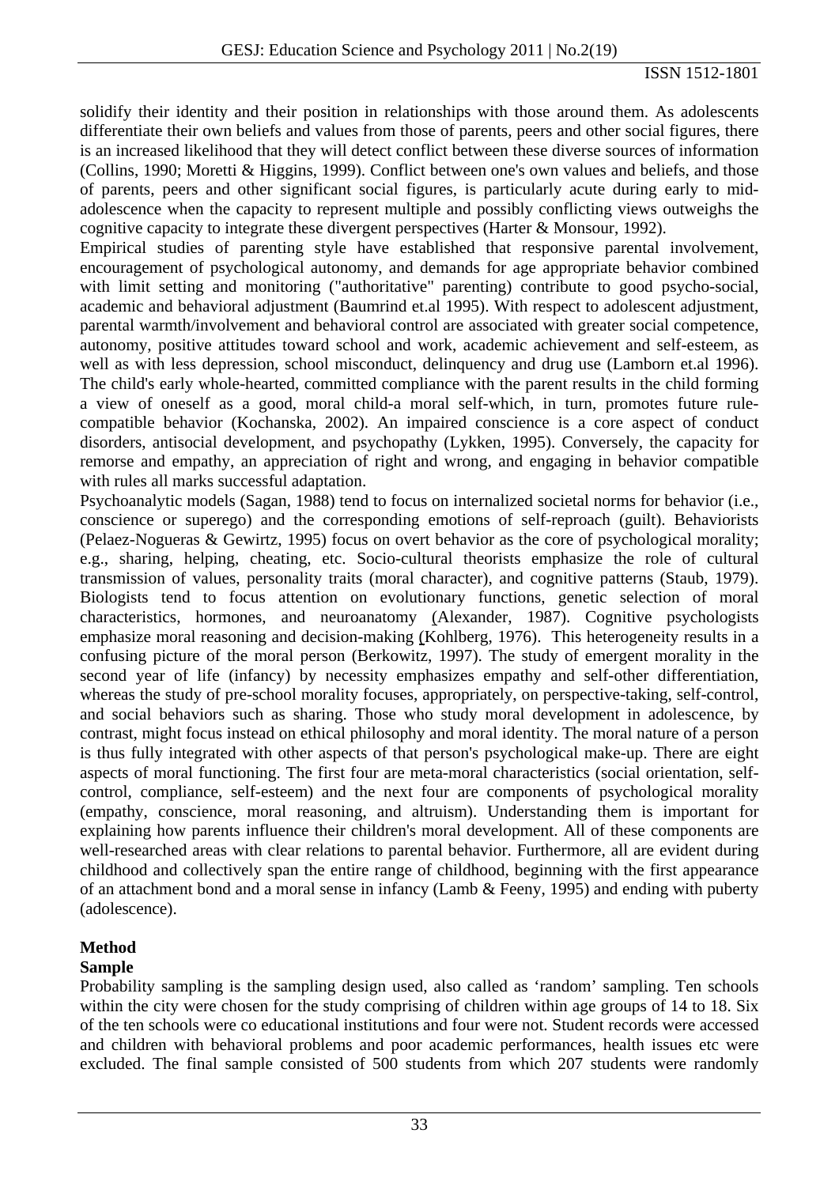solidify their identity and their position in relationships with those around them. As adolescents differentiate their own beliefs and values from those of parents, peers and other social figures, there is an increased likelihood that they will detect conflict between these diverse sources of information (Collins, 1990; Moretti & Higgins, 1999). Conflict between one's own values and beliefs, and those of parents, peers and other significant social figures, is particularly acute during early to mid-adolescence when the capacity to represent multiple and possibly conflicting views outweighs the cognitive capacity to integrate these divergent perspectives (Harter & Monsour, 1992).

Empirical studies of parenting style have established that responsive parental involvement, encouragement of psychological autonomy, and demands for age appropriate behavior combined with limit setting and monitoring ("authoritative" parenting) contribute to good psycho-social, academic and behavioral adjustment (Baumrind et.al 1995). With respect to adolescent adjustment, parental warmth/involvement and behavioral control are associated with greater social competence, autonomy, positive attitudes toward school and work, academic achievement and self-esteem, as well as with less depression, school misconduct, delinquency and drug use (Lamborn et.al 1996). The child's early whole-hearted, committed compliance with the parent results in the child forming a view of oneself as a good, moral child-a moral self-which, in turn, promotes future rule-compatible behavior (Kochanska, 2002). An impaired conscience is a core aspect of conduct disorders, antisocial development, and psychopathy (Lykken, 1995). Conversely, the capacity for remorse and empathy, an appreciation of right and wrong, and engaging in behavior compatible with rules all marks successful adaptation.

Psychoanalytic models (Sagan, 1988) tend to focus on internalized societal norms for behavior (i.e., conscience or superego) and the corresponding emotions of self-reproach (guilt). Behaviorists (Pelaez-Nogueras & Gewirtz, 1995) focus on overt behavior as the core of psychological morality; e.g., sharing, helping, cheating, etc. Socio-cultural theorists emphasize the role of cultural transmission of values, personality traits (moral character), and cognitive patterns (Staub, 1979). Biologists tend to focus attention on evolutionary functions, genetic selection of moral characteristics, hormones, and neuroanatomy (Alexander, 1987). Cognitive psychologists emphasize moral reasoning and decision-making (Kohlberg, 1976). This heterogeneity results in a confusing picture of the moral person (Berkowitz, 1997). The study of emergent morality in the second year of life (infancy) by necessity emphasizes empathy and self-other differentiation, whereas the study of pre-school morality focuses, appropriately, on perspective-taking, self-control, and social behaviors such as sharing. Those who study moral development in adolescence, by contrast, might focus instead on ethical philosophy and moral identity. The moral nature of a person is thus fully integrated with other aspects of that person's psychological make-up. There are eight aspects of moral functioning. The first four are meta-moral characteristics (social orientation, self-control, compliance, self-esteem) and the next four are components of psychological morality (empathy, conscience, moral reasoning, and altruism). Understanding them is important for explaining how parents influence their children's moral development. All of these components are well-researched areas with clear relations to parental behavior. Furthermore, all are evident during childhood and collectively span the entire range of childhood, beginning with the first appearance of an attachment bond and a moral sense in infancy (Lamb & Feeny, 1995) and ending with puberty (adolescence).

## Method

### Sample

Probability sampling is the sampling design used, also called as 'random' sampling. Ten schools within the city were chosen for the study comprising of children within age groups of 14 to 18. Six of the ten schools were co educational institutions and four were not. Student records were accessed and children with behavioral problems and poor academic performances, health issues etc were excluded. The final sample consisted of 500 students from which 207 students were randomly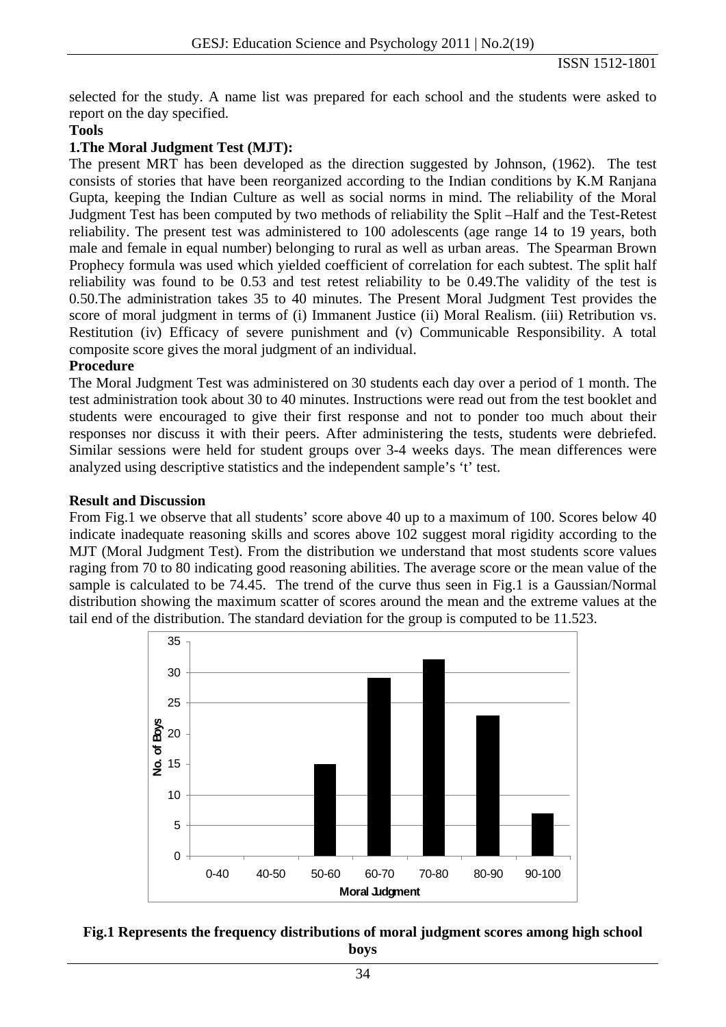selected for the study. A name list was prepared for each school and the students were asked to report on the day specified.

**Tools**

**1.The Moral Judgment Test (MJT):**

The present MRT has been developed as the direction suggested by Johnson, (1962). The test consists of stories that have been reorganized according to the Indian conditions by K.M Ranjana Gupta, keeping the Indian Culture as well as social norms in mind. The reliability of the Moral Judgment Test has been computed by two methods of reliability the Split –Half and the Test-Retest reliability. The present test was administered to 100 adolescents (age range 14 to 19 years, both male and female in equal number) belonging to rural as well as urban areas. The Spearman Brown Prophecy formula was used which yielded coefficient of correlation for each subtest. The split half reliability was found to be 0.53 and test retest reliability to be 0.49.The validity of the test is 0.50.The administration takes 35 to 40 minutes. The Present Moral Judgment Test provides the score of moral judgment in terms of (i) Immanent Justice (ii) Moral Realism. (iii) Retribution vs. Restitution (iv) Efficacy of severe punishment and (v) Communicable Responsibility. A total composite score gives the moral judgment of an individual.

**Procedure**

The Moral Judgment Test was administered on 30 students each day over a period of 1 month. The test administration took about 30 to 40 minutes. Instructions were read out from the test booklet and students were encouraged to give their first response and not to ponder too much about their responses nor discuss it with their peers. After administering the tests, students were debriefed. Similar sessions were held for student groups over 3-4 weeks days. The mean differences were analyzed using descriptive statistics and the independent sample's 't' test.

**Result and Discussion**

From Fig.1 we observe that all students' score above 40 up to a maximum of 100. Scores below 40 indicate inadequate reasoning skills and scores above 102 suggest moral rigidity according to the MJT (Moral Judgment Test). From the distribution we understand that most students score values raging from 70 to 80 indicating good reasoning abilities. The average score or the mean value of the sample is calculated to be 74.45. The trend of the curve thus seen in Fig.1 is a Gaussian/Normal distribution showing the maximum scatter of scores around the mean and the extreme values at the tail end of the distribution. The standard deviation for the group is computed to be 11.523.

| Moral Judgment | No. of Boys |
|---|---|
| 0-40 | 0 |
| 40-50 | 0 |
| 50-60 | 15 |
| 60-70 | 29 |
| 70-80 | 32 |
| 80-90 | 23 |
| 90-100 | 7 |

**Fig.1 Represents the frequency distributions of moral judgment scores among high school boys**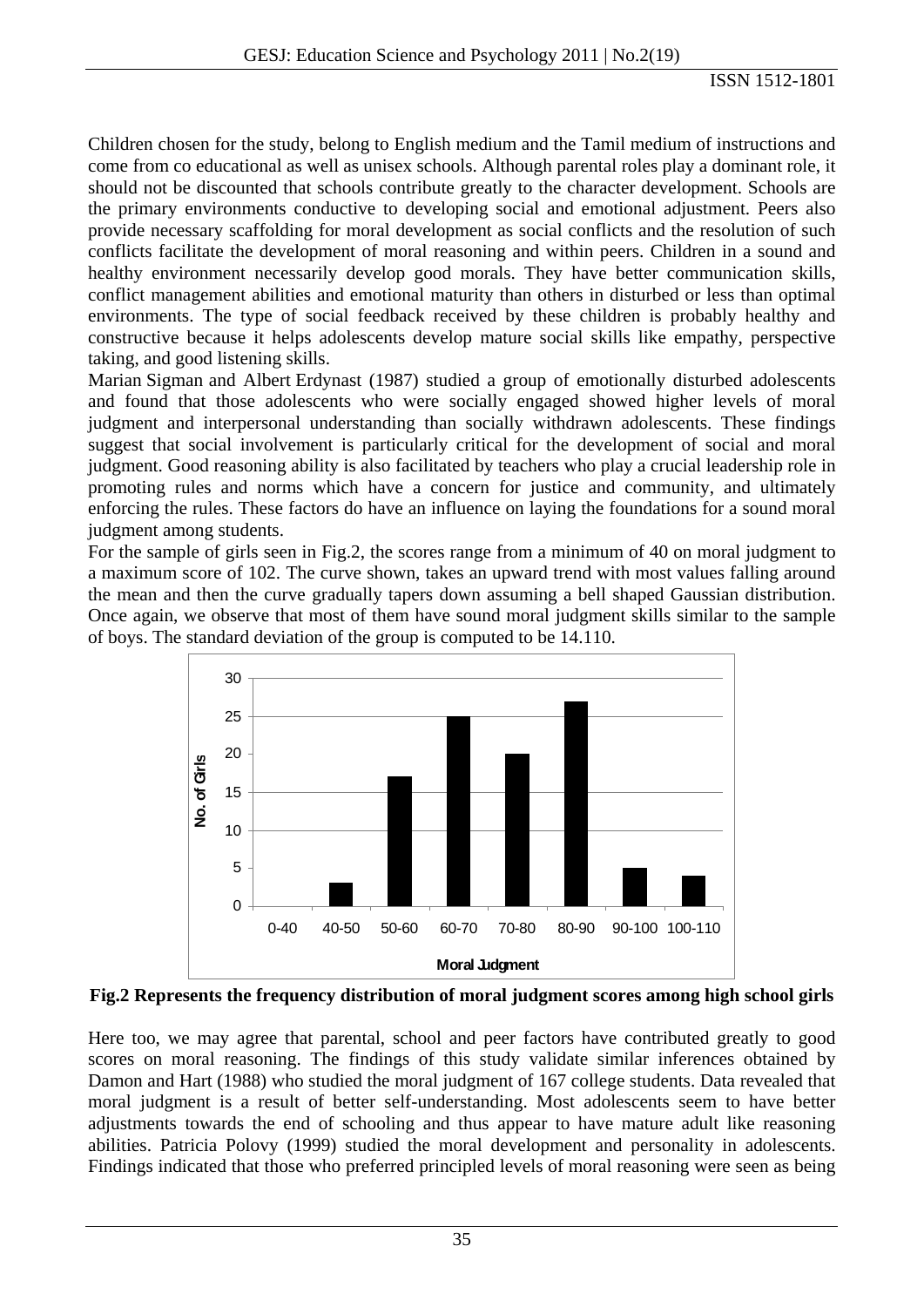Children chosen for the study, belong to English medium and the Tamil medium of instructions and come from co educational as well as unisex schools. Although parental roles play a dominant role, it should not be discounted that schools contribute greatly to the character development. Schools are the primary environments conductive to developing social and emotional adjustment. Peers also provide necessary scaffolding for moral development as social conflicts and the resolution of such conflicts facilitate the development of moral reasoning and within peers. Children in a sound and healthy environment necessarily develop good morals. They have better communication skills, conflict management abilities and emotional maturity than others in disturbed or less than optimal environments. The type of social feedback received by these children is probably healthy and constructive because it helps adolescents develop mature social skills like empathy, perspective taking, and good listening skills.

Marian Sigman and Albert Erdynast (1987) studied a group of emotionally disturbed adolescents and found that those adolescents who were socially engaged showed higher levels of moral judgment and interpersonal understanding than socially withdrawn adolescents. These findings suggest that social involvement is particularly critical for the development of social and moral judgment. Good reasoning ability is also facilitated by teachers who play a crucial leadership role in promoting rules and norms which have a concern for justice and community, and ultimately enforcing the rules. These factors do have an influence on laying the foundations for a sound moral judgment among students.

For the sample of girls seen in Fig.2, the scores range from a minimum of 40 on moral judgment to a maximum score of 102. The curve shown, takes an upward trend with most values falling around the mean and then the curve gradually tapers down assuming a bell shaped Gaussian distribution. Once again, we observe that most of them have sound moral judgment skills similar to the sample of boys. The standard deviation of the group is computed to be 14.110.

| Moral Judgment | No. of Girls |
|---|---|
| 0-40 | 0 |
| 40-50 | 3 |
| 50-60 | 17 |
| 60-70 | 25 |
| 70-80 | 20 |
| 80-90 | 27 |
| 90-100 | 5 |
| 100-110 | 4 |

**Fig.2 Represents the frequency distribution of moral judgment scores among high school girls**

Here too, we may agree that parental, school and peer factors have contributed greatly to good scores on moral reasoning. The findings of this study validate similar inferences obtained by Damon and Hart (1988) who studied the moral judgment of 167 college students. Data revealed that moral judgment is a result of better self-understanding. Most adolescents seem to have better adjustments towards the end of schooling and thus appear to have mature adult like reasoning abilities. Patricia Polovy (1999) studied the moral development and personality in adolescents. Findings indicated that those who preferred principled levels of moral reasoning were seen as being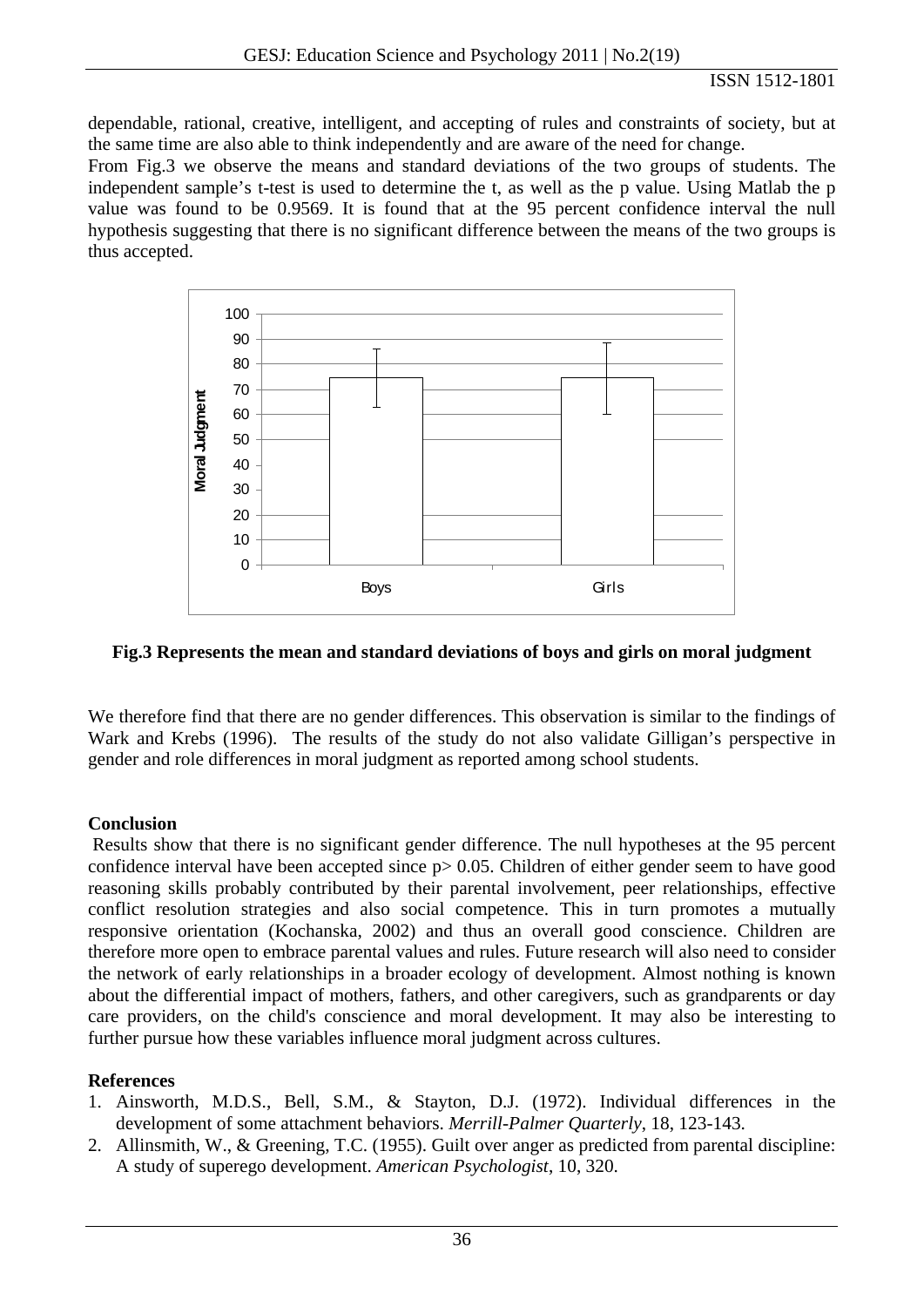dependable, rational, creative, intelligent, and accepting of rules and constraints of society, but at the same time are also able to think independently and are aware of the need for change.

From Fig.3 we observe the means and standard deviations of the two groups of students. The independent sample's t-test is used to determine the t, as well as the p value. Using Matlab the p value was found to be 0.9569. It is found that at the 95 percent confidence interval the null hypothesis suggesting that there is no significant difference between the means of the two groups is thus accepted.

**Fig.3 Represents the mean and standard deviations of boys and girls on moral judgment**

We therefore find that there are no gender differences. This observation is similar to the findings of Wark and Krebs (1996). The results of the study do not also validate Gilligan's perspective in gender and role differences in moral judgment as reported among school students.

## Conclusion

Results show that there is no significant gender difference. The null hypotheses at the 95 percent confidence interval have been accepted since $p > 0.05$. Children of either gender seem to have good reasoning skills probably contributed by their parental involvement, peer relationships, effective conflict resolution strategies and also social competence. This in turn promotes a mutually responsive orientation (Kochanska, 2002) and thus an overall good conscience. Children are therefore more open to embrace parental values and rules. Future research will also need to consider the network of early relationships in a broader ecology of development. Almost nothing is known about the differential impact of mothers, fathers, and other caregivers, such as grandparents or day care providers, on the child's conscience and moral development. It may also be interesting to further pursue how these variables influence moral judgment across cultures.

## References

1. Ainsworth, M.D.S., Bell, S.M., & Stayton, D.J. (1972). Individual differences in the development of some attachment behaviors. *Merrill-Palmer Quarterly*, 18, 123-143.
2. Allinsmith, W., & Greening, T.C. (1955). Guilt over anger as predicted from parental discipline: A study of superego development. *American Psychologist*, 10, 320.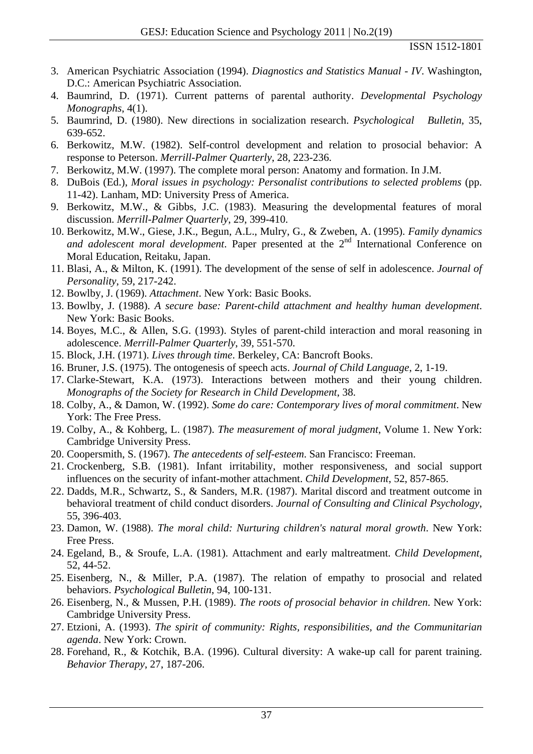3. American Psychiatric Association (1994). *Diagnostics and Statistics Manual - IV*. Washington, D.C.: American Psychiatric Association.
4. Baumrind, D. (1971). Current patterns of parental authority. *Developmental Psychology Monographs*, 4(1).
5. Baumrind, D. (1980). New directions in socialization research. *Psychological Bulletin*, 35, 639-652.
6. Berkowitz, M.W. (1982). Self-control development and relation to prosocial behavior: A response to Peterson. *Merrill-Palmer Quarterly*, 28, 223-236.
7. Berkowitz, M.W. (1997). The complete moral person: Anatomy and formation. In J.M.
8. DuBois (Ed.), *Moral issues in psychology: Personalist contributions to selected problems* (pp. 11-42). Lanham, MD: University Press of America.
9. Berkowitz, M.W., & Gibbs, J.C. (1983). Measuring the developmental features of moral discussion. *Merrill-Palmer Quarterly*, 29, 399-410.
10. Berkowitz, M.W., Giese, J.K., Begun, A.L., Mulry, G., & Zweben, A. (1995). *Family dynamics and adolescent moral development*. Paper presented at the 2nd International Conference on Moral Education, Reitaku, Japan.
11. Blasi, A., & Milton, K. (1991). The development of the sense of self in adolescence. *Journal of Personality*, 59, 217-242.
12. Bowlby, J. (1969). *Attachment*. New York: Basic Books.
13. Bowlby, J. (1988). *A secure base: Parent-child attachment and healthy human development*. New York: Basic Books.
14. Boyes, M.C., & Allen, S.G. (1993). Styles of parent-child interaction and moral reasoning in adolescence. *Merrill-Palmer Quarterly*, 39, 551-570.
15. Block, J.H. (1971). *Lives through time*. Berkeley, CA: Bancroft Books.
16. Bruner, J.S. (1975). The ontogenesis of speech acts. *Journal of Child Language*, 2, 1-19.
17. Clarke-Stewart, K.A. (1973). Interactions between mothers and their young children. *Monographs of the Society for Research in Child Development*, 38.
18. Colby, A., & Damon, W. (1992). *Some do care: Contemporary lives of moral commitment*. New York: The Free Press.
19. Colby, A., & Kohberg, L. (1987). *The measurement of moral judgment*, Volume 1. New York: Cambridge University Press.
20. Coopersmith, S. (1967). *The antecedents of self-esteem*. San Francisco: Freeman.
21. Crockenberg, S.B. (1981). Infant irritability, mother responsiveness, and social support influences on the security of infant-mother attachment. *Child Development*, 52, 857-865.
22. Dadds, M.R., Schwartz, S., & Sanders, M.R. (1987). Marital discord and treatment outcome in behavioral treatment of child conduct disorders. *Journal of Consulting and Clinical Psychology*, 55, 396-403.
23. Damon, W. (1988). *The moral child: Nurturing children's natural moral growth*. New York: Free Press.
24. Egeland, B., & Sroufe, L.A. (1981). Attachment and early maltreatment. *Child Development*, 52, 44-52.
25. Eisenberg, N., & Miller, P.A. (1987). The relation of empathy to prosocial and related behaviors. *Psychological Bulletin*, 94, 100-131.
26. Eisenberg, N., & Mussen, P.H. (1989). *The roots of prosocial behavior in children*. New York: Cambridge University Press.
27. Etzioni, A. (1993). *The spirit of community: Rights, responsibilities, and the Communitarian agenda*. New York: Crown.
28. Forehand, R., & Kotchik, B.A. (1996). Cultural diversity: A wake-up call for parent training. *Behavior Therapy*, 27, 187-206.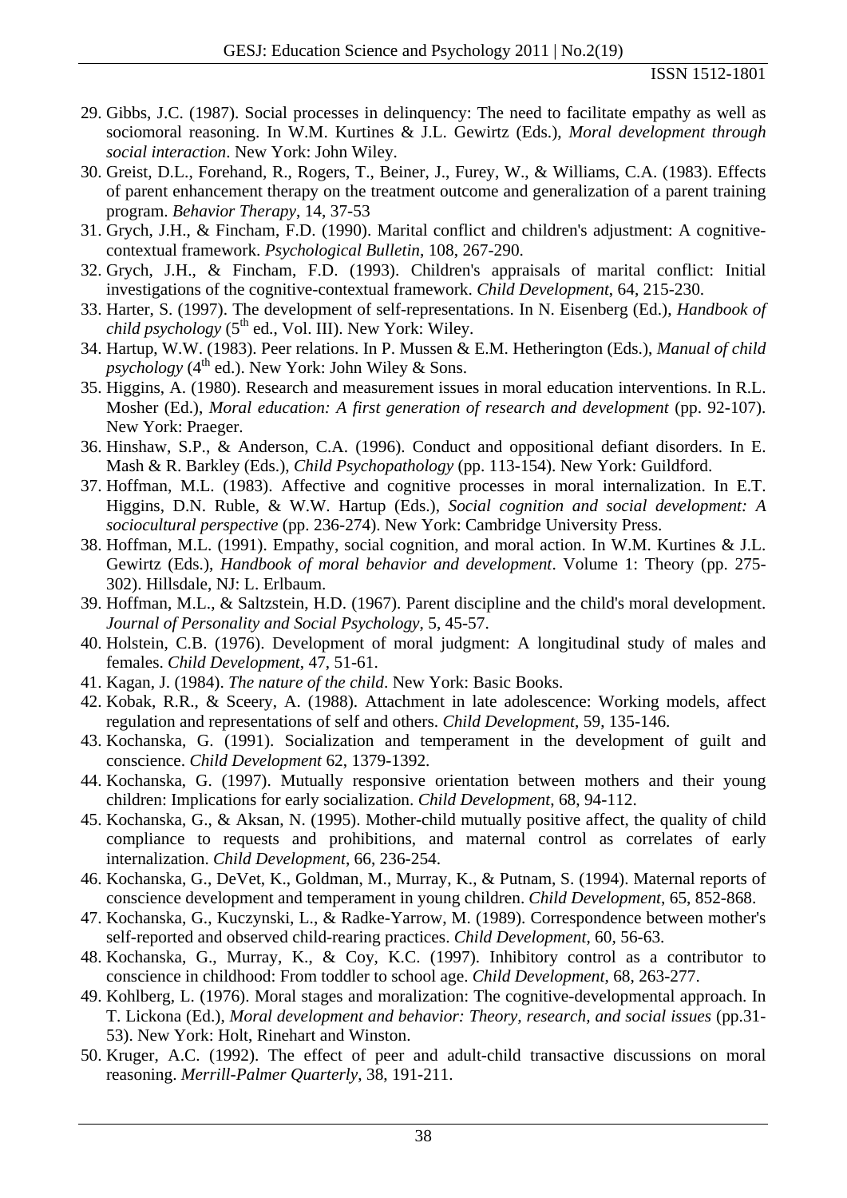29. Gibbs, J.C. (1987). Social processes in delinquency: The need to facilitate empathy as well as sociomoral reasoning. In W.M. Kurtines & J.L. Gewirtz (Eds.), *Moral development through social interaction*. New York: John Wiley.
30. Greist, D.L., Forehand, R., Rogers, T., Beiner, J., Furey, W., & Williams, C.A. (1983). Effects of parent enhancement therapy on the treatment outcome and generalization of a parent training program. *Behavior Therapy*, 14, 37-53
31. Grych, J.H., & Fincham, F.D. (1990). Marital conflict and children's adjustment: A cognitive-contextual framework. *Psychological Bulletin*, 108, 267-290.
32. Grych, J.H., & Fincham, F.D. (1993). Children's appraisals of marital conflict: Initial investigations of the cognitive-contextual framework. *Child Development*, 64, 215-230.
33. Harter, S. (1997). The development of self-representations. In N. Eisenberg (Ed.), *Handbook of child psychology* (5th ed., Vol. III). New York: Wiley.
34. Hartup, W.W. (1983). Peer relations. In P. Mussen & E.M. Hetherington (Eds.), *Manual of child psychology* (4th ed.). New York: John Wiley & Sons.
35. Higgins, A. (1980). Research and measurement issues in moral education interventions. In R.L. Mosher (Ed.), *Moral education: A first generation of research and development* (pp. 92-107). New York: Praeger.
36. Hinshaw, S.P., & Anderson, C.A. (1996). Conduct and oppositional defiant disorders. In E. Mash & R. Barkley (Eds.), *Child Psychopathology* (pp. 113-154). New York: Guildford.
37. Hoffman, M.L. (1983). Affective and cognitive processes in moral internalization. In E.T. Higgins, D.N. Ruble, & W.W. Hartup (Eds.), *Social cognition and social development: A sociocultural perspective* (pp. 236-274). New York: Cambridge University Press.
38. Hoffman, M.L. (1991). Empathy, social cognition, and moral action. In W.M. Kurtines & J.L. Gewirtz (Eds.), *Handbook of moral behavior and development*. Volume 1: Theory (pp. 275-302). Hillsdale, NJ: L. Erlbaum.
39. Hoffman, M.L., & Saltzstein, H.D. (1967). Parent discipline and the child's moral development. *Journal of Personality and Social Psychology*, 5, 45-57.
40. Holstein, C.B. (1976). Development of moral judgment: A longitudinal study of males and females. *Child Development*, 47, 51-61.
41. Kagan, J. (1984). *The nature of the child*. New York: Basic Books.
42. Kobak, R.R., & Sceery, A. (1988). Attachment in late adolescence: Working models, affect regulation and representations of self and others. *Child Development*, 59, 135-146.
43. Kochanska, G. (1991). Socialization and temperament in the development of guilt and conscience. *Child Development* 62, 1379-1392.
44. Kochanska, G. (1997). Mutually responsive orientation between mothers and their young children: Implications for early socialization. *Child Development*, 68, 94-112.
45. Kochanska, G., & Aksan, N. (1995). Mother-child mutually positive affect, the quality of child compliance to requests and prohibitions, and maternal control as correlates of early internalization. *Child Development*, 66, 236-254.
46. Kochanska, G., DeVet, K., Goldman, M., Murray, K., & Putnam, S. (1994). Maternal reports of conscience development and temperament in young children. *Child Development*, 65, 852-868.
47. Kochanska, G., Kuczynski, L., & Radke-Yarrow, M. (1989). Correspondence between mother's self-reported and observed child-rearing practices. *Child Development*, 60, 56-63.
48. Kochanska, G., Murray, K., & Coy, K.C. (1997). Inhibitory control as a contributor to conscience in childhood: From toddler to school age. *Child Development*, 68, 263-277.
49. Kohlberg, L. (1976). Moral stages and moralization: The cognitive-developmental approach. In T. Lickona (Ed.), *Moral development and behavior: Theory, research, and social issues* (pp.31-53). New York: Holt, Rinehart and Winston.
50. Kruger, A.C. (1992). The effect of peer and adult-child transactive discussions on moral reasoning. *Merrill-Palmer Quarterly*, 38, 191-211.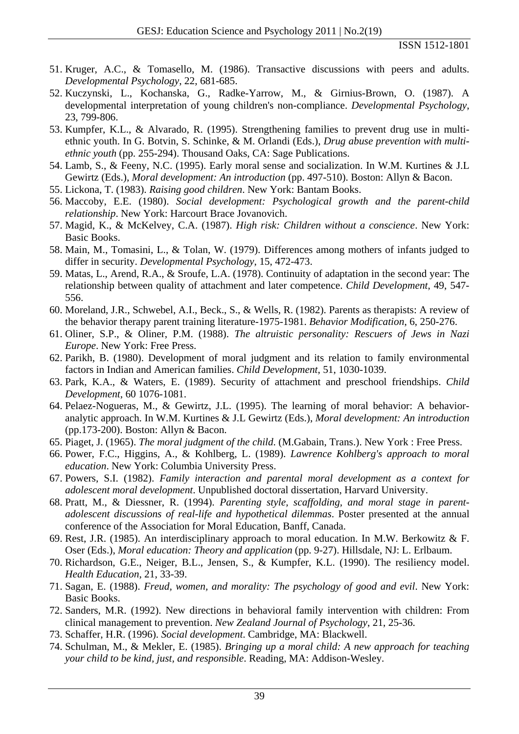51. Kruger, A.C., & Tomasello, M. (1986). Transactive discussions with peers and adults. *Developmental Psychology*, 22, 681-685.
52. Kuczynski, L., Kochanska, G., Radke-Yarrow, M., & Girnius-Brown, O. (1987). A developmental interpretation of young children's non-compliance. *Developmental Psychology*, 23, 799-806.
53. Kumpfer, K.L., & Alvarado, R. (1995). Strengthening families to prevent drug use in multi-ethnic youth. In G. Botvin, S. Schinke, & M. Orlandi (Eds.), *Drug abuse prevention with multi-ethnic youth* (pp. 255-294). Thousand Oaks, CA: Sage Publications.
54. Lamb, S., & Feeny, N.C. (1995). Early moral sense and socialization. In W.M. Kurtines & J.L Gewirtz (Eds.), *Moral development: An introduction* (pp. 497-510). Boston: Allyn & Bacon.
55. Lickona, T. (1983). *Raising good children*. New York: Bantam Books.
56. Maccoby, E.E. (1980). *Social development: Psychological growth and the parent-child relationship*. New York: Harcourt Brace Jovanovich.
57. Magid, K., & McKelvey, C.A. (1987). *High risk: Children without a conscience*. New York: Basic Books.
58. Main, M., Tomasini, L., & Tolan, W. (1979). Differences among mothers of infants judged to differ in security. *Developmental Psychology*, 15, 472-473.
59. Matas, L., Arend, R.A., & Sroufe, L.A. (1978). Continuity of adaptation in the second year: The relationship between quality of attachment and later competence. *Child Development*, 49, 547-556.
60. Moreland, J.R., Schwebel, A.I., Beck., S., & Wells, R. (1982). Parents as therapists: A review of the behavior therapy parent training literature-1975-1981. *Behavior Modification*, 6, 250-276.
61. Oliner, S.P., & Oliner, P.M. (1988). *The altruistic personality: Rescuers of Jews in Nazi Europe*. New York: Free Press.
62. Parikh, B. (1980). Development of moral judgment and its relation to family environmental factors in Indian and American families. *Child Development*, 51, 1030-1039.
63. Park, K.A., & Waters, E. (1989). Security of attachment and preschool friendships. *Child Development*, 60 1076-1081.
64. Pelaez-Nogueras, M., & Gewirtz, J.L. (1995). The learning of moral behavior: A behavior-analytic approach. In W.M. Kurtines & J.L Gewirtz (Eds.), *Moral development: An introduction* (pp.173-200). Boston: Allyn & Bacon.
65. Piaget, J. (1965). *The moral judgment of the child*. (M.Gabain, Trans.). New York : Free Press.
66. Power, F.C., Higgins, A., & Kohlberg, L. (1989). *Lawrence Kohlberg's approach to moral education*. New York: Columbia University Press.
67. Powers, S.I. (1982). *Family interaction and parental moral development as a context for adolescent moral development*. Unpublished doctoral dissertation, Harvard University.
68. Pratt, M., & Diessner, R. (1994). *Parenting style, scaffolding, and moral stage in parent-adolescent discussions of real-life and hypothetical dilemmas*. Poster presented at the annual conference of the Association for Moral Education, Banff, Canada.
69. Rest, J.R. (1985). An interdisciplinary approach to moral education. In M.W. Berkowitz & F. Oser (Eds.), *Moral education: Theory and application* (pp. 9-27). Hillsdale, NJ: L. Erlbaum.
70. Richardson, G.E., Neiger, B.L., Jensen, S., & Kumpfer, K.L. (1990). The resiliency model. *Health Education*, 21, 33-39.
71. Sagan, E. (1988). *Freud, women, and morality: The psychology of good and evil*. New York: Basic Books.
72. Sanders, M.R. (1992). New directions in behavioral family intervention with children: From clinical management to prevention. *New Zealand Journal of Psychology*, 21, 25-36.
73. Schaffer, H.R. (1996). *Social development*. Cambridge, MA: Blackwell.
74. Schulman, M., & Mekler, E. (1985). *Bringing up a moral child: A new approach for teaching your child to be kind, just, and responsible*. Reading, MA: Addison-Wesley.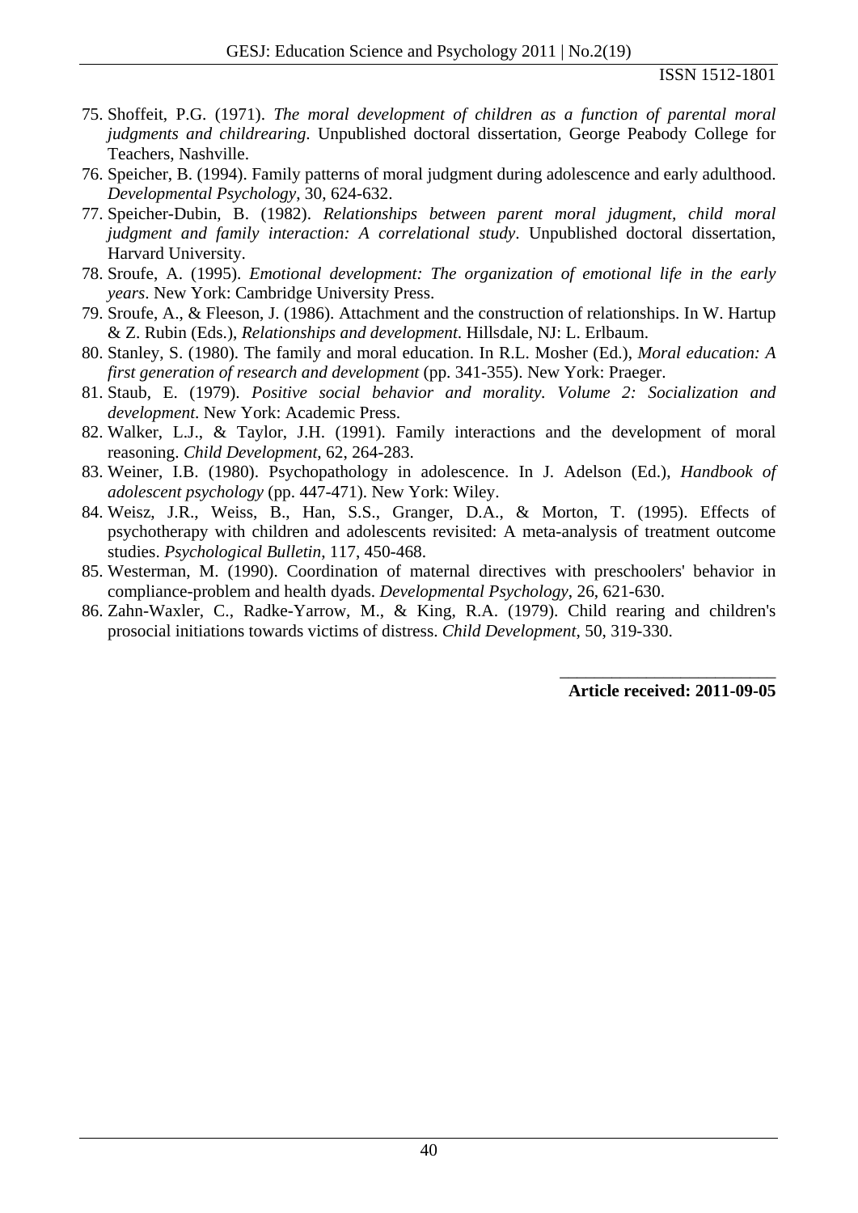75. Shoffeit, P.G. (1971). *The moral development of children as a function of parental moral judgments and childrearing*. Unpublished doctoral dissertation, George Peabody College for Teachers, Nashville.
76. Speicher, B. (1994). Family patterns of moral judgment during adolescence and early adulthood. *Developmental Psychology*, 30, 624-632.
77. Speicher-Dubin, B. (1982). *Relationships between parent moral jdugment, child moral judgment and family interaction: A correlational study*. Unpublished doctoral dissertation, Harvard University.
78. Sroufe, A. (1995). *Emotional development: The organization of emotional life in the early years*. New York: Cambridge University Press.
79. Sroufe, A., & Fleeson, J. (1986). Attachment and the construction of relationships. In W. Hartup & Z. Rubin (Eds.), *Relationships and development*. Hillsdale, NJ: L. Erlbaum.
80. Stanley, S. (1980). The family and moral education. In R.L. Mosher (Ed.), *Moral education: A first generation of research and development* (pp. 341-355). New York: Praeger.
81. Staub, E. (1979). *Positive social behavior and morality. Volume 2: Socialization and development*. New York: Academic Press.
82. Walker, L.J., & Taylor, J.H. (1991). Family interactions and the development of moral reasoning. *Child Development*, 62, 264-283.
83. Weiner, I.B. (1980). Psychopathology in adolescence. In J. Adelson (Ed.), *Handbook of adolescent psychology* (pp. 447-471). New York: Wiley.
84. Weisz, J.R., Weiss, B., Han, S.S., Granger, D.A., & Morton, T. (1995). Effects of psychotherapy with children and adolescents revisited: A meta-analysis of treatment outcome studies. *Psychological Bulletin*, 117, 450-468.
85. Westerman, M. (1990). Coordination of maternal directives with preschoolers' behavior in compliance-problem and health dyads. *Developmental Psychology*, 26, 621-630.
86. Zahn-Waxler, C., Radke-Yarrow, M., & King, R.A. (1979). Child rearing and children's prosocial initiations towards victims of distress. *Child Development*, 50, 319-330.

**Article received: 2011-09-05**